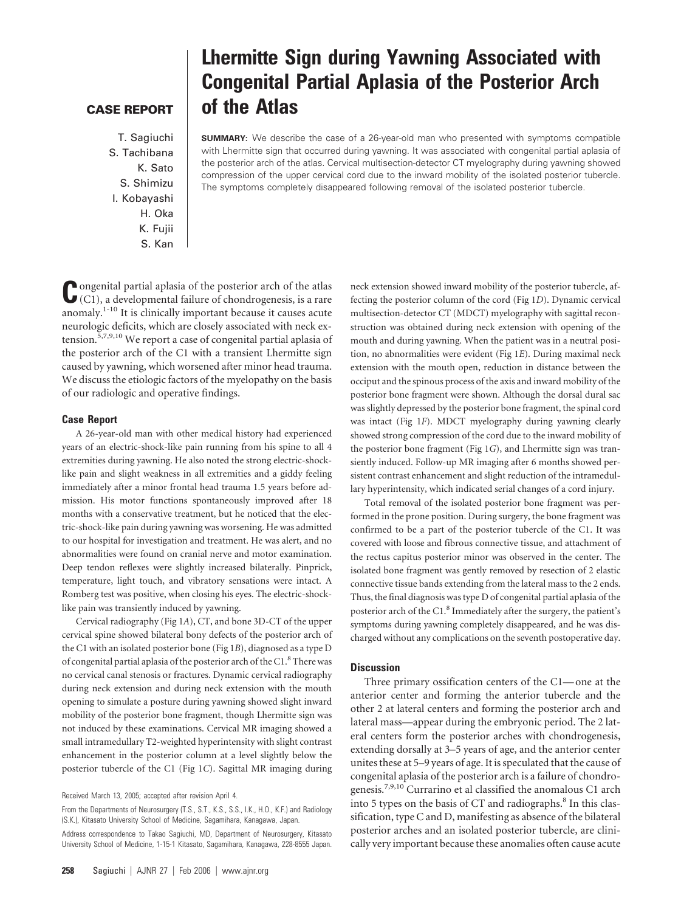# Lhermitte Sign during Yawning Associated with Congenital Partial Aplasia of the Posterior Arch of the Atlas

**CASE REPORT**

T. Sagiuchi
S. Tachibana
K. Sato
S. Shimizu
I. Kobayashi
H. Oka
K. Fujii
S. Kan

**SUMMARY:** We describe the case of a 26-year-old man who presented with symptoms compatible with Lhermitte sign that occurred during yawning. It was associated with congenital partial aplasia of the posterior arch of the atlas. Cervical multisection-detector CT myelography during yawning showed compression of the upper cervical cord due to the inward mobility of the isolated posterior tubercle. The symptoms completely disappeared following removal of the isolated posterior tubercle.

Congenital partial aplasia of the posterior arch of the atlas (C1), a developmental failure of chondrogenesis, is a rare anomaly.[1-10] It is clinically important because it causes acute neurologic deficits, which are closely associated with neck extension.[5,7,9,10] We report a case of congenital partial aplasia of the posterior arch of the C1 with a transient Lhermitte sign caused by yawning, which worsened after minor head trauma. We discuss the etiologic factors of the myelopathy on the basis of our radiologic and operative findings.

## Case Report

A 26-year-old man with other medical history had experienced years of an electric-shock-like pain running from his spine to all 4 extremities during yawning. He also noted the strong electric-shock-like pain and slight weakness in all extremities and a giddy feeling immediately after a minor frontal head trauma 1.5 years before admission. His motor functions spontaneously improved after 18 months with a conservative treatment, but he noticed that the electric-shock-like pain during yawning was worsening. He was admitted to our hospital for investigation and treatment. He was alert, and no abnormalities were found on cranial nerve and motor examination. Deep tendon reflexes were slightly increased bilaterally. Pinprick, temperature, light touch, and vibratory sensations were intact. A Romberg test was positive, when closing his eyes. The electric-shock-like pain was transiently induced by yawning.

Cervical radiography (Fig 1*A*), CT, and bone 3D-CT of the upper cervical spine showed bilateral bony defects of the posterior arch of the C1 with an isolated posterior bone (Fig 1*B*), diagnosed as a type D of congenital partial aplasia of the posterior arch of the C1.[8] There was no cervical canal stenosis or fractures. Dynamic cervical radiography during neck extension and during neck extension with the mouth opening to simulate a posture during yawning showed slight inward mobility of the posterior bone fragment, though Lhermitte sign was not induced by these examinations. Cervical MR imaging showed a small intramedullary T2-weighted hyperintensity with slight contrast enhancement in the posterior column at a level slightly below the posterior tubercle of the C1 (Fig 1*C*). Sagittal MR imaging during neck extension showed inward mobility of the posterior tubercle, affecting the posterior column of the cord (Fig 1*D*). Dynamic cervical multisection-detector CT (MDCT) myelography with sagittal reconstruction was obtained during neck extension with opening of the mouth and during yawning. When the patient was in a neutral position, no abnormalities were evident (Fig 1*E*). During maximal neck extension with the mouth open, reduction in distance between the occiput and the spinous process of the axis and inward mobility of the posterior bone fragment were shown. Although the dorsal dural sac was slightly depressed by the posterior bone fragment, the spinal cord was intact (Fig 1*F*). MDCT myelography during yawning clearly showed strong compression of the cord due to the inward mobility of the posterior bone fragment (Fig 1*G*), and Lhermitte sign was transiently induced. Follow-up MR imaging after 6 months showed persistent contrast enhancement and slight reduction of the intramedullary hyperintensity, which indicated serial changes of a cord injury.

Total removal of the isolated posterior bone fragment was performed in the prone position. During surgery, the bone fragment was confirmed to be a part of the posterior tubercle of the C1. It was covered with loose and fibrous connective tissue, and attachment of the rectus capitus posterior minor was observed in the center. The isolated bone fragment was gently removed by resection of 2 elastic connective tissue bands extending from the lateral mass to the 2 ends. Thus, the final diagnosis was type D of congenital partial aplasia of the posterior arch of the C1.[8] Immediately after the surgery, the patient's symptoms during yawning completely disappeared, and he was discharged without any complications on the seventh postoperative day.

## Discussion

Three primary ossification centers of the C1—one at the anterior center and forming the anterior tubercle and the other 2 at lateral centers and forming the posterior arch and lateral mass—appear during the embryonic period. The 2 lateral centers form the posterior arches with chondrogenesis, extending dorsally at 3–5 years of age, and the anterior center unites these at 5–9 years of age. It is speculated that the cause of congenital aplasia of the posterior arch is a failure of chondrogenesis.[7,9,10] Currarino et al classified the anomalous C1 arch into 5 types on the basis of CT and radiographs.[8] In this classification, type C and D, manifesting as absence of the bilateral posterior arches and an isolated posterior tubercle, are clinically very important because these anomalies often cause acute

Received March 13, 2005; accepted after revision April 4.

From the Departments of Neurosurgery (T.S., S.T., K.S., S.S., I.K., H.O., K.F.) and Radiology (S.K.), Kitasato University School of Medicine, Sagamihara, Kanagawa, Japan.

Address correspondence to Takao Sagiuchi, MD, Department of Neurosurgery, Kitasato University School of Medicine, 1-15-1 Kitasato, Sagamihara, Kanagawa, 228-8555 Japan.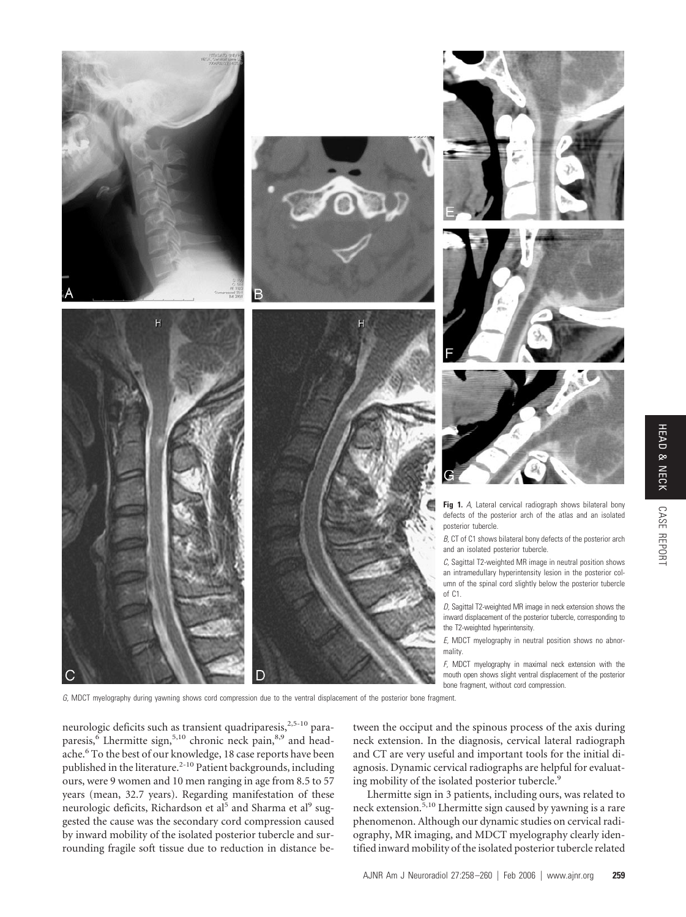**Fig 1.** *A*, Lateral cervical radiograph shows bilateral bony defects of the posterior arch of the atlas and an isolated posterior tubercle.

*B*, CT of C1 shows bilateral bony defects of the posterior arch and an isolated posterior tubercle.

*C*, Sagittal T2-weighted MR image in neutral position shows an intramedullary hyperintensity lesion in the posterior column of the spinal cord slightly below the posterior tubercle of C1.

*D*, Sagittal T2-weighted MR image in neck extension shows the inward displacement of the posterior tubercle, corresponding to the T2-weighted hyperintensity.

*E*, MDCT myelography in neutral position shows no abnormality.

*F*, MDCT myelography in maximal neck extension with the mouth open shows slight ventral displacement of the posterior bone fragment, without cord compression.

*G*, MDCT myelography during yawning shows cord compression due to the ventral displacement of the posterior bone fragment.

neurologic deficits such as transient quadriparesis,[2,5-10] paraparesis,[6] Lhermitte sign,[5,10] chronic neck pain,[8,9] and headache.[6] To the best of our knowledge, 18 case reports have been published in the literature.[2-10] Patient backgrounds, including ours, were 9 women and 10 men ranging in age from 8.5 to 57 years (mean, 32.7 years). Regarding manifestation of these neurologic deficits, Richardson et al[5] and Sharma et al[9] suggested the cause was the secondary cord compression caused by inward mobility of the isolated posterior tubercle and surrounding fragile soft tissue due to reduction in distance between the occiput and the spinous process of the axis during neck extension. In the diagnosis, cervical lateral radiograph and CT are very useful and important tools for the initial diagnosis. Dynamic cervical radiographs are helpful for evaluating mobility of the isolated posterior tubercle.[9]

Lhermitte sign in 3 patients, including ours, was related to neck extension.[5,10] Lhermitte sign caused by yawning is a rare phenomenon. Although our dynamic studies on cervical radiography, MR imaging, and MDCT myelography clearly identified inward mobility of the isolated posterior tubercle related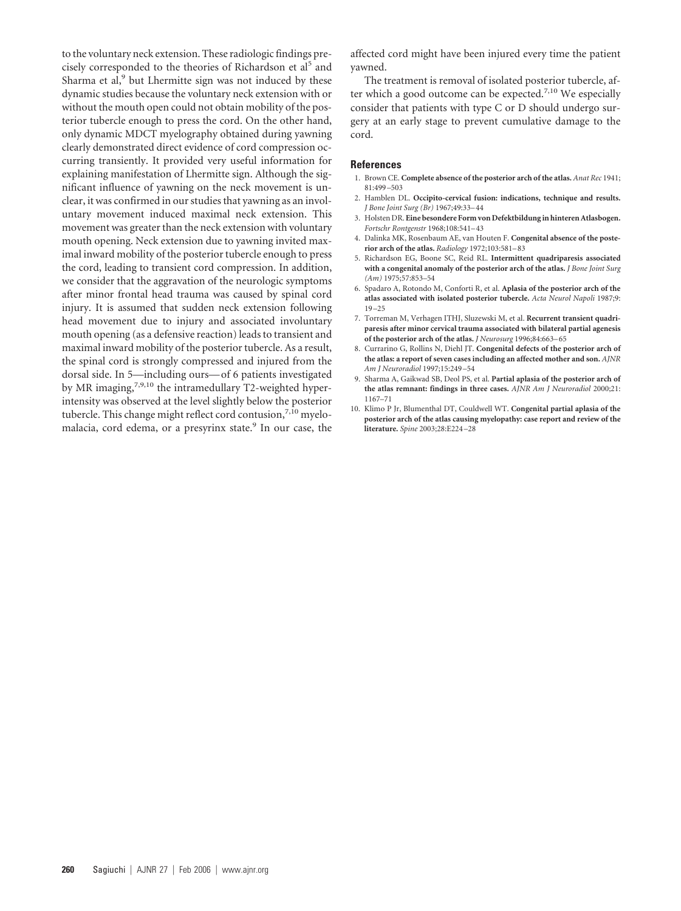to the voluntary neck extension. These radiologic findings precisely corresponded to the theories of Richardson et al[5] and Sharma et al,[9] but Lhermitte sign was not induced by these dynamic studies because the voluntary neck extension with or without the mouth open could not obtain mobility of the posterior tubercle enough to press the cord. On the other hand, only dynamic MDCT myelography obtained during yawning clearly demonstrated direct evidence of cord compression occurring transiently. It provided very useful information for explaining manifestation of Lhermitte sign. Although the significant influence of yawning on the neck movement is unclear, it was confirmed in our studies that yawning as an involuntary movement induced maximal neck extension. This movement was greater than the neck extension with voluntary mouth opening. Neck extension due to yawning invited maximal inward mobility of the posterior tubercle enough to press the cord, leading to transient cord compression. In addition, we consider that the aggravation of the neurologic symptoms after minor frontal head trauma was caused by spinal cord injury. It is assumed that sudden neck extension following head movement due to injury and associated involuntary mouth opening (as a defensive reaction) leads to transient and maximal inward mobility of the posterior tubercle. As a result, the spinal cord is strongly compressed and injured from the dorsal side. In 5—including ours—of 6 patients investigated by MR imaging,[7,9,10] the intramedullary T2-weighted hyperintensity was observed at the level slightly below the posterior tubercle. This change might reflect cord contusion,[7,10] myelomalacia, cord edema, or a presyrinx state.[9] In our case, the affected cord might have been injured every time the patient yawned.

The treatment is removal of isolated posterior tubercle, after which a good outcome can be expected.[7,10] We especially consider that patients with type C or D should undergo surgery at an early stage to prevent cumulative damage to the cord.

## References

1. Brown CE. **Complete absence of the posterior arch of the atlas.** *Anat Rec* 1941;81:499–503
2. Hamblen DL. **Occipito-cervical fusion: indications, technique and results.** *J Bone Joint Surg (Br)* 1967;49:33–44
3. Holsten DR. **Eine besondere Form von Defektbildung in hinteren Atlasbogen.** *Fortschr Rontgenstr* 1968;108:541–43
4. Dalinka MK, Rosenbaum AE, van Houten F. **Congenital absence of the posterior arch of the atlas.** *Radiology* 1972;103:581–83
5. Richardson EG, Boone SC, Reid RL. **Intermittent quadriparesis associated with a congenital anomaly of the posterior arch of the atlas.** *J Bone Joint Surg (Am)* 1975;57:853–54
6. Spadaro A, Rotondo M, Conforti R, et al. **Aplasia of the posterior arch of the atlas associated with isolated posterior tubercle.** *Acta Neurol Napoli* 1987;9:19–25
7. Torreman M, Verhagen ITHJ, Sluzewski M, et al. **Recurrent transient quadriparesis after minor cervical trauma associated with bilateral partial agenesis of the posterior arch of the atlas.** *J Neurosurg* 1996;84:663–65
8. Currarino G, Rollins N, Diehl JT. **Congenital defects of the posterior arch of the atlas: a report of seven cases including an affected mother and son.** *AJNR Am J Neuroradiol* 1997;15:249–54
9. Sharma A, Gaikwad SB, Deol PS, et al. **Partial aplasia of the posterior arch of the atlas remnant: findings in three cases.** *AJNR Am J Neuroradiol* 2000;21:1167–71
10. Klimo P Jr, Blumenthal DT, Couldwell WT. **Congenital partial aplasia of the posterior arch of the atlas causing myelopathy: case report and review of the literature.** *Spine* 2003;28:E224–28